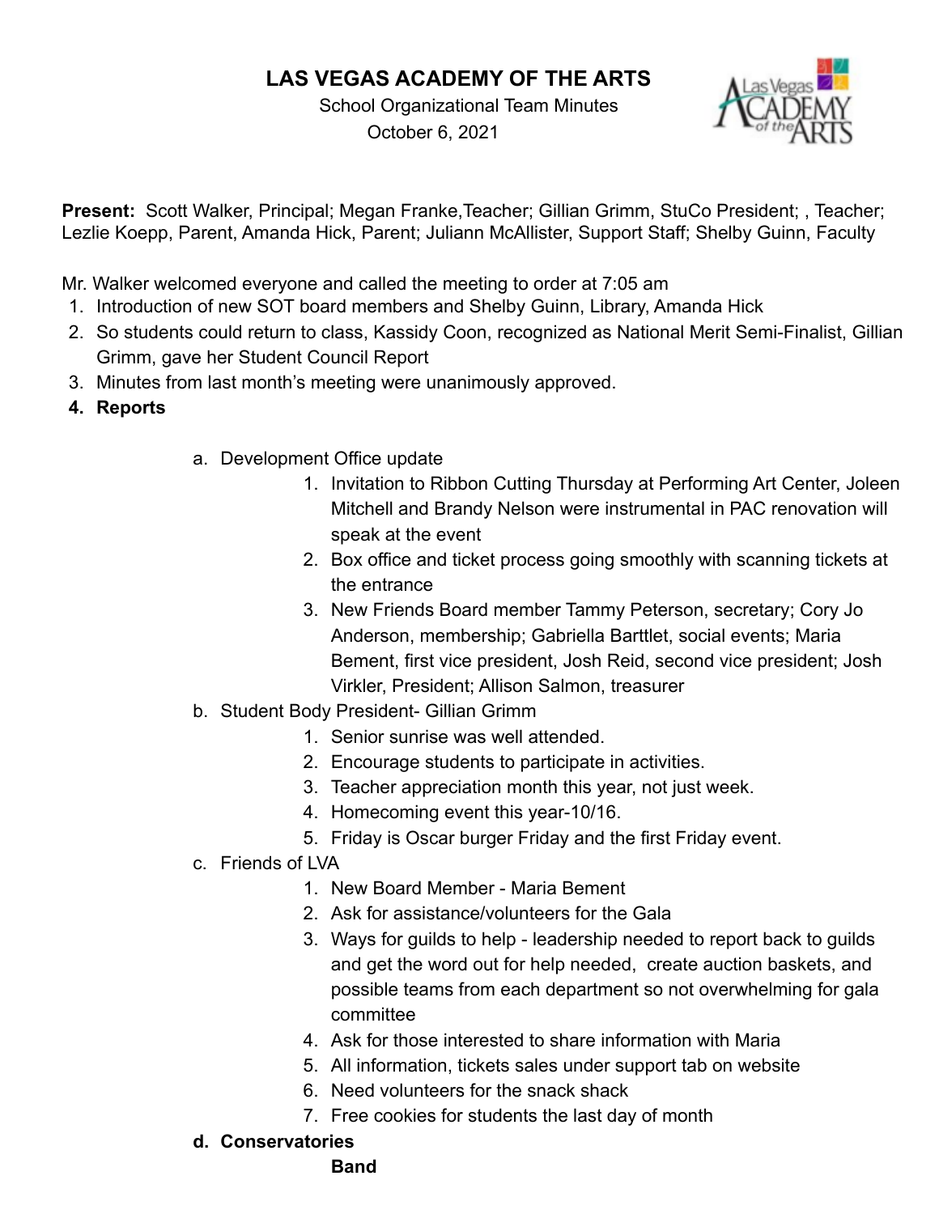# LAS VEGAS ACADEMY OF THE ARTS

School Organizational Team Minutes
October 6, 2021

**Present:** Scott Walker, Principal; Megan Franke,Teacher; Gillian Grimm, StuCo President; , Teacher; Lezlie Koepp, Parent, Amanda Hick, Parent; Juliann McAllister, Support Staff; Shelby Guinn, Faculty

Mr. Walker welcomed everyone and called the meeting to order at 7:05 am

1. Introduction of new SOT board members and Shelby Guinn, Library, Amanda Hick
2. So students could return to class, Kassidy Coon, recognized as National Merit Semi-Finalist, Gillian Grimm, gave her Student Council Report
3. Minutes from last month's meeting were unanimously approved.
4. **Reports**
   a. Development Office update
      1. Invitation to Ribbon Cutting Thursday at Performing Art Center, Joleen Mitchell and Brandy Nelson were instrumental in PAC renovation will speak at the event
      2. Box office and ticket process going smoothly with scanning tickets at the entrance
      3. New Friends Board member Tammy Peterson, secretary; Cory Jo Anderson, membership; Gabriella Barttlet, social events; Maria Bement, first vice president, Josh Reid, second vice president; Josh Virkler, President; Allison Salmon, treasurer
   b. Student Body President- Gillian Grimm
      1. Senior sunrise was well attended.
      2. Encourage students to participate in activities.
      3. Teacher appreciation month this year, not just week.
      4. Homecoming event this year-10/16.
      5. Friday is Oscar burger Friday and the first Friday event.
   c. Friends of LVA
      1. New Board Member - Maria Bement
      2. Ask for assistance/volunteers for the Gala
      3. Ways for guilds to help - leadership needed to report back to guilds and get the word out for help needed, create auction baskets, and possible teams from each department so not overwhelming for gala committee
      4. Ask for those interested to share information with Maria
      5. All information, tickets sales under support tab on website
      6. Need volunteers for the snack shack
      7. Free cookies for students the last day of month
   d. **Conservatories**

      **Band**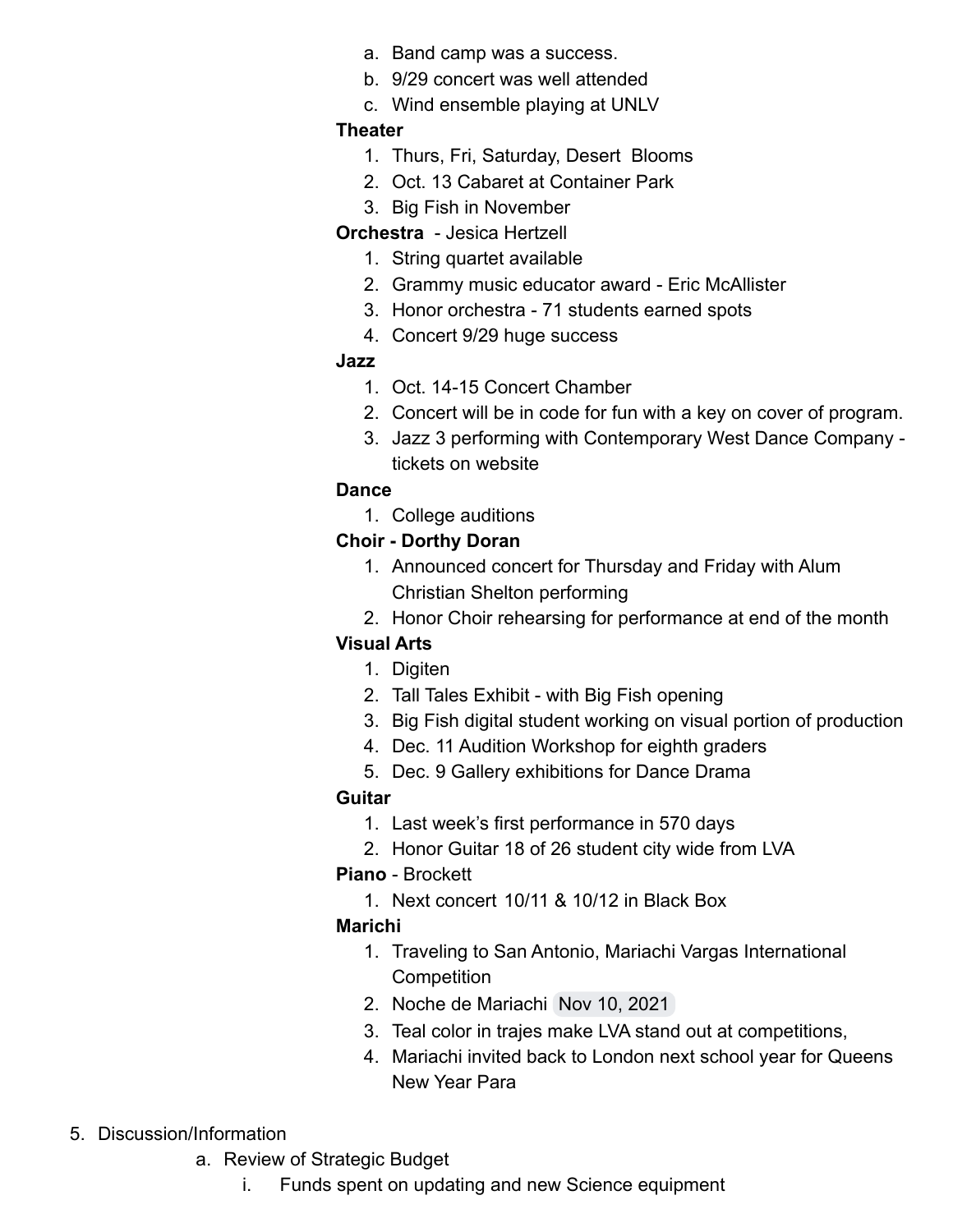a. Band camp was a success.
   b. 9/29 concert was well attended
   c. Wind ensemble playing at UNLV

**Theater**

1. Thurs, Fri, Saturday, Desert  Blooms
2. Oct. 13 Cabaret at Container Park
3. Big Fish in November

**Orchestra**  - Jesica Hertzell

1. String quartet available
2. Grammy music educator award - Eric McAllister
3. Honor orchestra - 71 students earned spots
4. Concert 9/29 huge success

**Jazz**

1. Oct. 14-15 Concert Chamber
2. Concert will be in code for fun with a key on cover of program.
3. Jazz 3 performing with Contemporary West Dance Company - tickets on website

**Dance**

1. College auditions

**Choir - Dorthy Doran**

1. Announced concert for Thursday and Friday with Alum Christian Shelton performing
2. Honor Choir rehearsing for performance at end of the month

**Visual Arts**

1. Digiten
2. Tall Tales Exhibit - with Big Fish opening
3. Big Fish digital student working on visual portion of production
4. Dec. 11 Audition Workshop for eighth graders
5. Dec. 9 Gallery exhibitions for Dance Drama

**Guitar**

1. Last week's first performance in 570 days
2. Honor Guitar 18 of 26 student city wide from LVA

**Piano** - Brockett

1. Next concert 10/11 & 10/12 in Black Box

**Marichi**

1. Traveling to San Antonio, Mariachi Vargas International Competition
2. Noche de Mariachi Nov 10, 2021
3. Teal color in trajes make LVA stand out at competitions,
4. Mariachi invited back to London next school year for Queens New Year Para

5. Discussion/Information
   a. Review of Strategic Budget
      i. Funds spent on updating and new Science equipment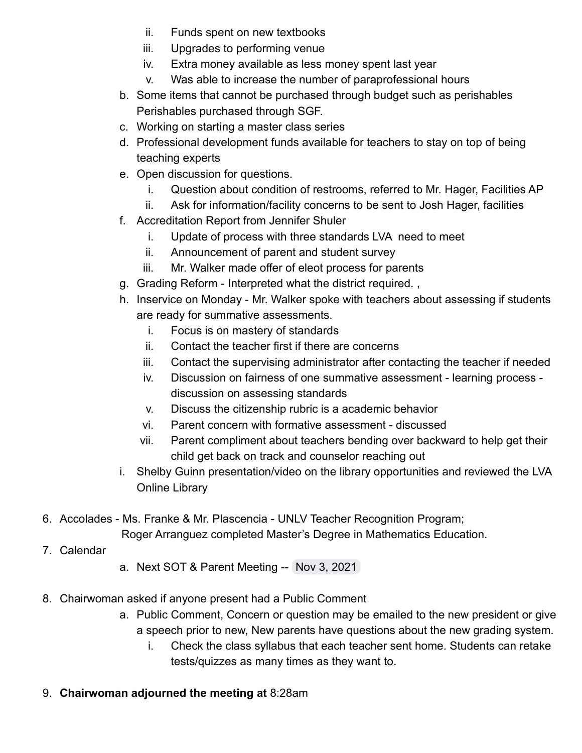ii. Funds spent on new textbooks
   iii. Upgrades to performing venue
   iv. Extra money available as less money spent last year
   v. Was able to increase the number of paraprofessional hours

b. Some items that cannot be purchased through budget such as perishables Perishables purchased through SGF.
c. Working on starting a master class series
d. Professional development funds available for teachers to stay on top of being teaching experts
e. Open discussion for questions.
   i. Question about condition of restrooms, referred to Mr. Hager, Facilities AP
   ii. Ask for information/facility concerns to be sent to Josh Hager, facilities
f. Accreditation Report from Jennifer Shuler
   i. Update of process with three standards LVA need to meet
   ii. Announcement of parent and student survey
   iii. Mr. Walker made offer of eleot process for parents
g. Grading Reform - Interpreted what the district required. ,
h. Inservice on Monday - Mr. Walker spoke with teachers about assessing if students are ready for summative assessments.
   i. Focus is on mastery of standards
   ii. Contact the teacher first if there are concerns
   iii. Contact the supervising administrator after contacting the teacher if needed
   iv. Discussion on fairness of one summative assessment - learning process - discussion on assessing standards
   v. Discuss the citizenship rubric is a academic behavior
   vi. Parent concern with formative assessment - discussed
   vii. Parent compliment about teachers bending over backward to help get their child get back on track and counselor reaching out
i. Shelby Guinn presentation/video on the library opportunities and reviewed the LVA Online Library

6. Accolades - Ms. Franke & Mr. Plascencia - UNLV Teacher Recognition Program;
   Roger Arranguez completed Master's Degree in Mathematics Education.
7. Calendar
   a. Next SOT & Parent Meeting -- Nov 3, 2021

8. Chairwoman asked if anyone present had a Public Comment
   a. Public Comment, Concern or question may be emailed to the new president or give a speech prior to new, New parents have questions about the new grading system.
      i. Check the class syllabus that each teacher sent home. Students can retake tests/quizzes as many times as they want to.

9. **Chairwoman adjourned the meeting at** 8:28am